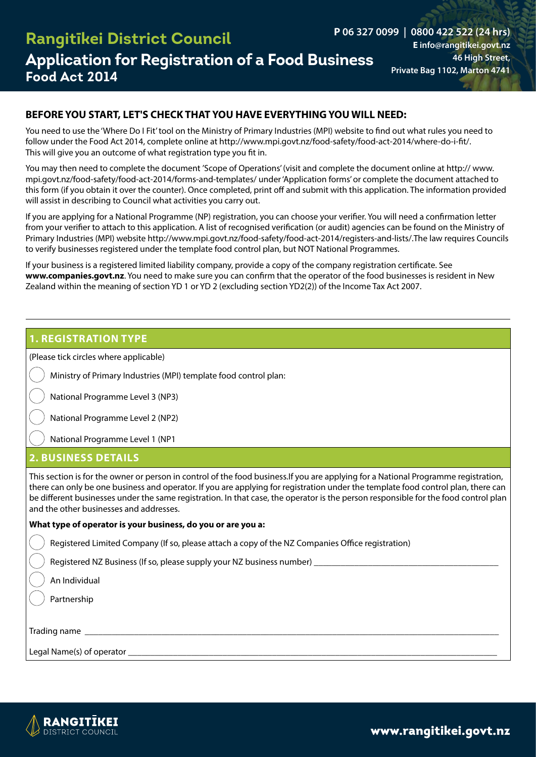# Rangitīkei District Council

## Application for Registration of a Food Business

### Food Act 2014

**P 06 327 0099 | 0800 422 522 (24 hrs)**
**E info@rangitikei.govt.nz**
**46 High Street,**
**Private Bag 1102, Marton 4741**

### BEFORE YOU START, LET'S CHECK THAT YOU HAVE EVERYTHING YOU WILL NEED:

You need to use the 'Where Do I Fit' tool on the Ministry of Primary Industries (MPI) website to find out what rules you need to follow under the Food Act 2014, complete online at http://www.mpi.govt.nz/food-safety/food-act-2014/where-do-i-fit/. This will give you an outcome of what registration type you fit in.

You may then need to complete the document 'Scope of Operations' (visit and complete the document online at http:// www. mpi.govt.nz/food-safety/food-act-2014/forms-and-templates/ under 'Application forms' or complete the document attached to this form (if you obtain it over the counter). Once completed, print off and submit with this application. The information provided will assist in describing to Council what activities you carry out.

If you are applying for a National Programme (NP) registration, you can choose your verifier. You will need a confirmation letter from your verifier to attach to this application. A list of recognised verification (or audit) agencies can be found on the Ministry of Primary Industries (MPI) website http://www.mpi.govt.nz/food-safety/food-act-2014/registers-and-lists/.The law requires Councils to verify businesses registered under the template food control plan, but NOT National Programmes.

If your business is a registered limited liability company, provide a copy of the company registration certificate. See **www.companies.govt.nz**. You need to make sure you can confirm that the operator of the food businesses is resident in New Zealand within the meaning of section YD 1 or YD 2 (excluding section YD2(2)) of the Income Tax Act 2007.

### 1. REGISTRATION TYPE

(Please tick circles where applicable)

- ◯ Ministry of Primary Industries (MPI) template food control plan:
- ◯ National Programme Level 3 (NP3)
- ◯ National Programme Level 2 (NP2)
- ◯ National Programme Level 1 (NP1

### 2. BUSINESS DETAILS

This section is for the owner or person in control of the food business.If you are applying for a National Programme registration, there can only be one business and operator. If you are applying for registration under the template food control plan, there can be different businesses under the same registration. In that case, the operator is the person responsible for the food control plan and the other businesses and addresses.

**What type of operator is your business, do you or are you a:**

- ◯ Registered Limited Company (If so, please attach a copy of the NZ Companies Office registration)
- ◯ Registered NZ Business (If so, please supply your NZ business number) ____________________
- ◯ An Individual
- ◯ Partnership

Trading name ____________________

Legal Name(s) of operator ____________________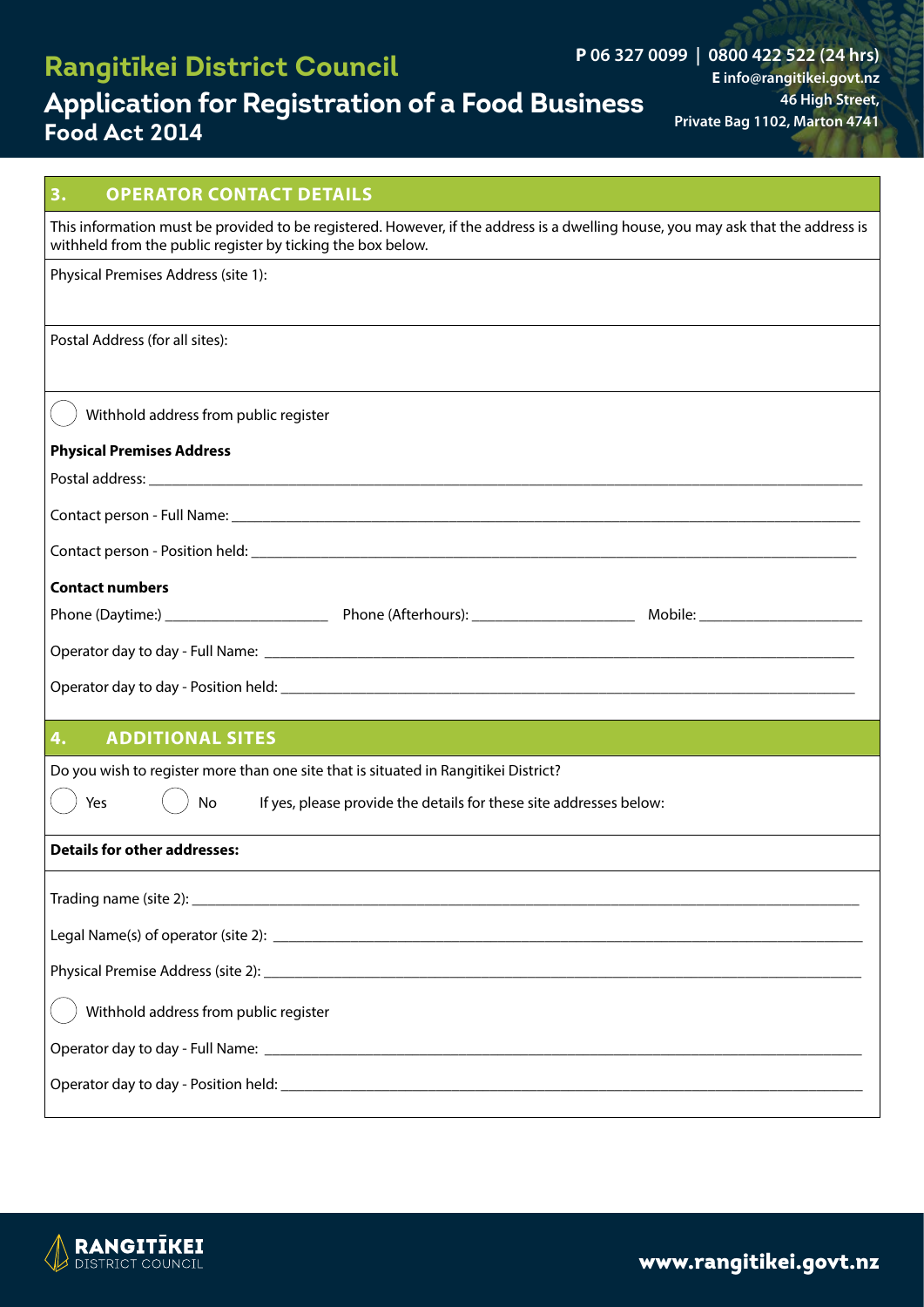## 3. OPERATOR CONTACT DETAILS

This information must be provided to be registered. However, if the address is a dwelling house, you may ask that the address is withheld from the public register by ticking the box below.

Physical Premises Address (site 1):

Postal Address (for all sites):

◯ Withhold address from public register

**Physical Premises Address**

Postal address: ______________________________

Contact person - Full Name: ______________________________

Contact person - Position held: ______________________________

**Contact numbers**

Phone (Daytime:) ____________________ Phone (Afterhours): ____________________ Mobile: ____________________

Operator day to day - Full Name: ______________________________

Operator day to day - Position held: ______________________________

## 4. ADDITIONAL SITES

Do you wish to register more than one site that is situated in Rangitikei District?

◯ Yes ◯ No If yes, please provide the details for these site addresses below:

**Details for other addresses:**

Trading name (site 2): ______________________________

Legal Name(s) of operator (site 2): ______________________________

Physical Premise Address (site 2): ______________________________

◯ Withhold address from public register

Operator day to day - Full Name: ______________________________

Operator day to day - Position held: ______________________________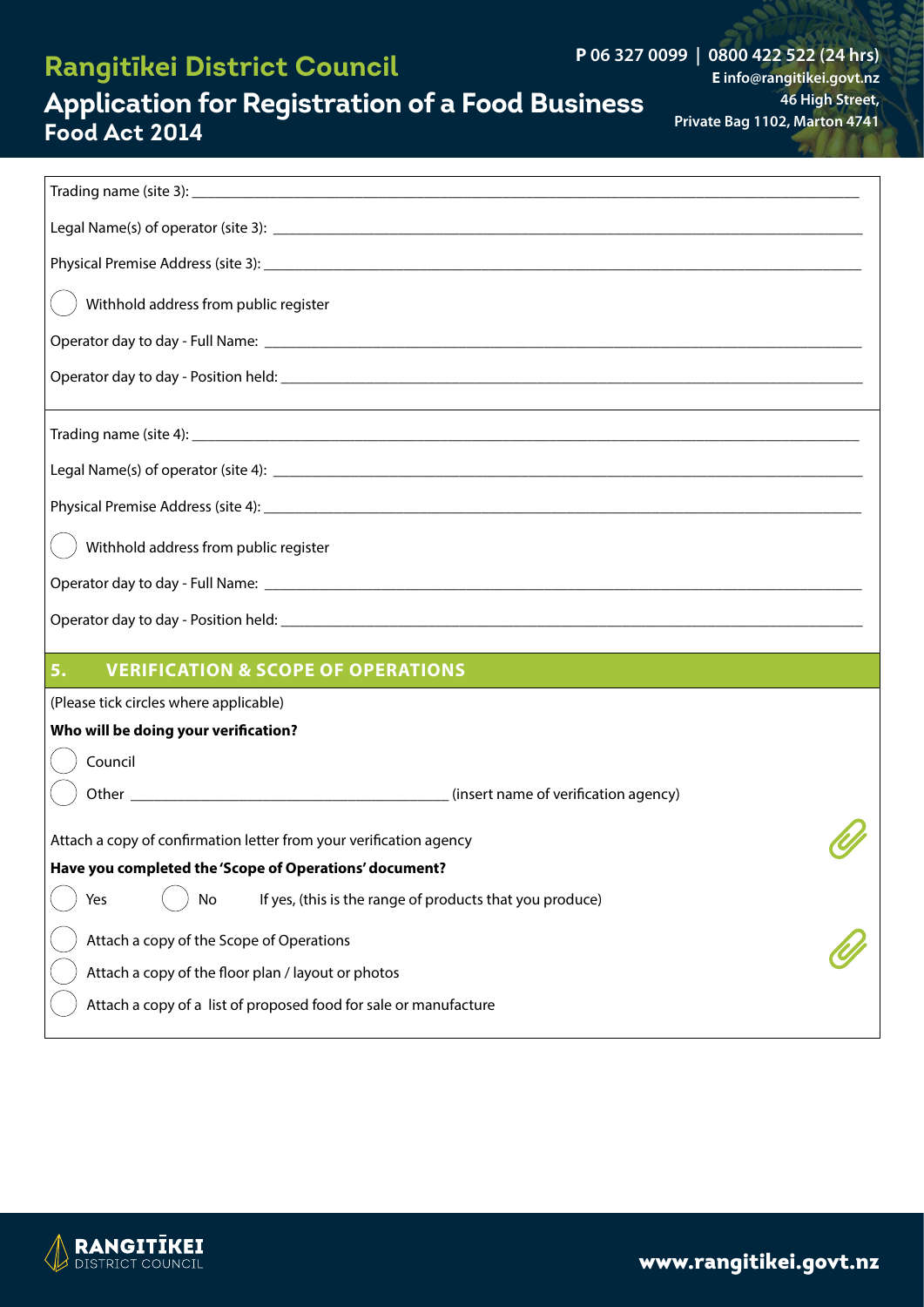Trading name (site 3): ______________________________

Legal Name(s) of operator (site 3): ______________________________

Physical Premise Address (site 3): ______________________________

◯ Withhold address from public register

Operator day to day - Full Name: ______________________________

Operator day to day - Position held: ______________________________

Trading name (site 4): ______________________________

Legal Name(s) of operator (site 4): ______________________________

Physical Premise Address (site 4): ______________________________

◯ Withhold address from public register

Operator day to day - Full Name: ______________________________

Operator day to day - Position held: ______________________________

## 5. VERIFICATION & SCOPE OF OPERATIONS

(Please tick circles where applicable)

**Who will be doing your verification?**

◯ Council

◯ Other ______________________________ (insert name of verification agency)

Attach a copy of confirmation letter from your verification agency

**Have you completed the 'Scope of Operations' document?**

◯ Yes ◯ No If yes, (this is the range of products that you produce)

◯ Attach a copy of the Scope of Operations

◯ Attach a copy of the floor plan / layout or photos

◯ Attach a copy of a list of proposed food for sale or manufacture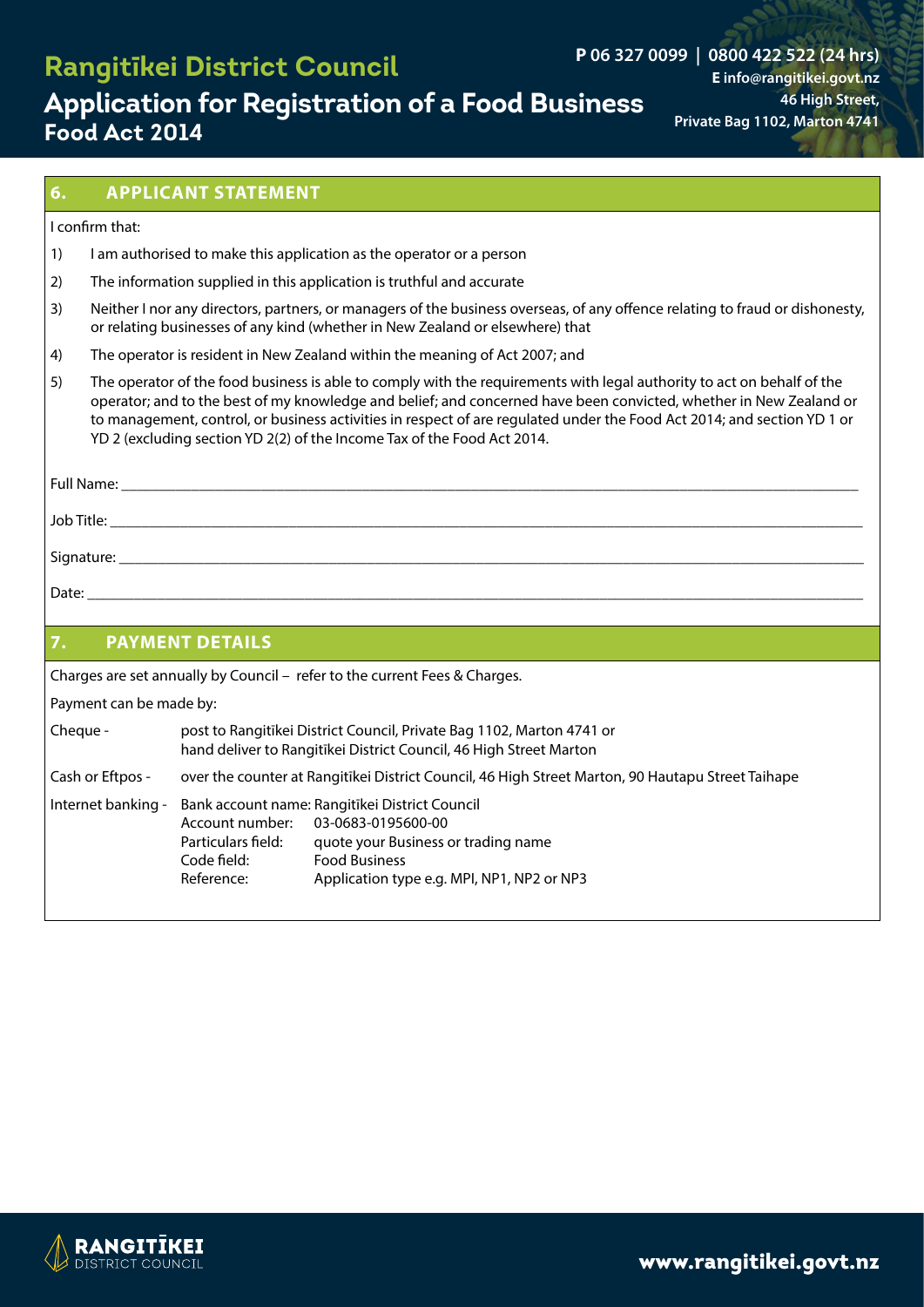## 6. APPLICANT STATEMENT

I confirm that:

1) I am authorised to make this application as the operator or a person
2) The information supplied in this application is truthful and accurate
3) Neither I nor any directors, partners, or managers of the business overseas, of any offence relating to fraud or dishonesty, or relating businesses of any kind (whether in New Zealand or elsewhere) that
4) The operator is resident in New Zealand within the meaning of Act 2007; and
5) The operator of the food business is able to comply with the requirements with legal authority to act on behalf of the operator; and to the best of my knowledge and belief; and concerned have been convicted, whether in New Zealand or to management, control, or business activities in respect of are regulated under the Food Act 2014; and section YD 1 or YD 2 (excluding section YD 2(2) of the Income Tax of the Food Act 2014.

Full Name: ____________________

Job Title: ____________________

Signature: ____________________

Date: ____________________

## 7. PAYMENT DETAILS

Charges are set annually by Council – refer to the current Fees & Charges.

Payment can be made by:

| | |
|---|---|
| Cheque - | post to Rangitīkei District Council, Private Bag 1102, Marton 4741 or hand deliver to Rangitīkei District Council, 46 High Street Marton |
| Cash or Eftpos - | over the counter at Rangitīkei District Council, 46 High Street Marton, 90 Hautapu Street Taihape |
| Internet banking - | Bank account name: Rangitīkei District Council |

| | |
|---|---|
| Account number: | 03-0683-0195600-00 |
| Particulars field: | quote your Business or trading name |
| Code field: | Food Business |
| Reference: | Application type e.g. MPI, NP1, NP2 or NP3 |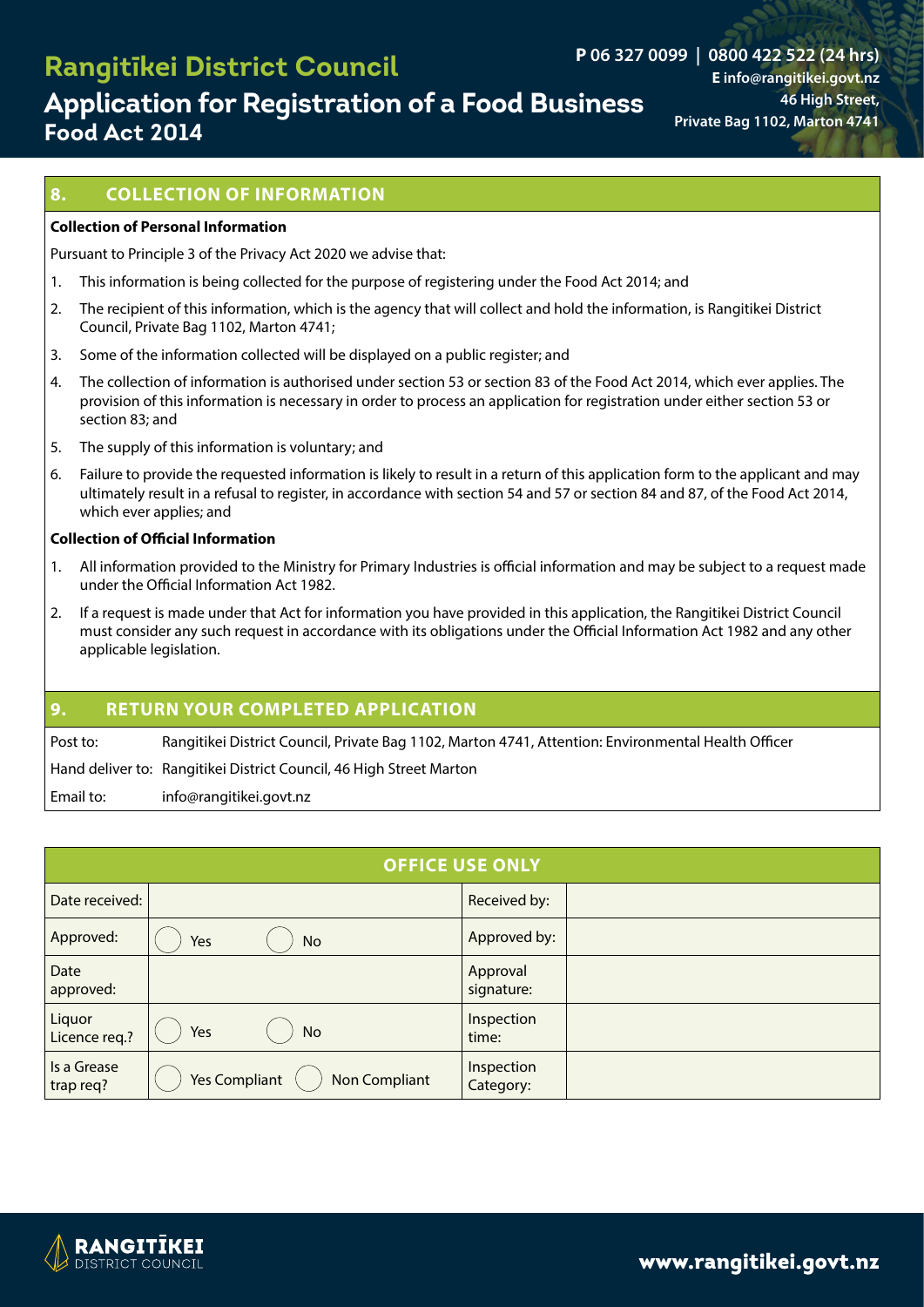## 8. COLLECTION OF INFORMATION

**Collection of Personal Information**

Pursuant to Principle 3 of the Privacy Act 2020 we advise that:

1. This information is being collected for the purpose of registering under the Food Act 2014; and
2. The recipient of this information, which is the agency that will collect and hold the information, is Rangitikei District Council, Private Bag 1102, Marton 4741;
3. Some of the information collected will be displayed on a public register; and
4. The collection of information is authorised under section 53 or section 83 of the Food Act 2014, which ever applies. The provision of this information is necessary in order to process an application for registration under either section 53 or section 83; and
5. The supply of this information is voluntary; and
6. Failure to provide the requested information is likely to result in a return of this application form to the applicant and may ultimately result in a refusal to register, in accordance with section 54 and 57 or section 84 and 87, of the Food Act 2014, which ever applies; and

**Collection of Official Information**

1. All information provided to the Ministry for Primary Industries is official information and may be subject to a request made under the Official Information Act 1982.
2. If a request is made under that Act for information you have provided in this application, the Rangitikei District Council must consider any such request in accordance with its obligations under the Official Information Act 1982 and any other applicable legislation.

## 9. RETURN YOUR COMPLETED APPLICATION

| | |
|---|---|
| Post to: | Rangitikei District Council, Private Bag 1102, Marton 4741, Attention: Environmental Health Officer |
| Hand deliver to: | Rangitikei District Council, 46 High Street Marton |
| Email to: | info@rangitikei.govt.nz |

| OFFICE USE ONLY | | | |
|---|---|---|---|
| Date received: | | Received by: | |
| Approved: | ◯ Yes ◯ No | Approved by: | |
| Date approved: | | Approval signature: | |
| Liquor Licence req.? | ◯ Yes ◯ No | Inspection time: | |
| Is a Grease trap req? | ◯ Yes Compliant ◯ Non Compliant | Inspection Category: | |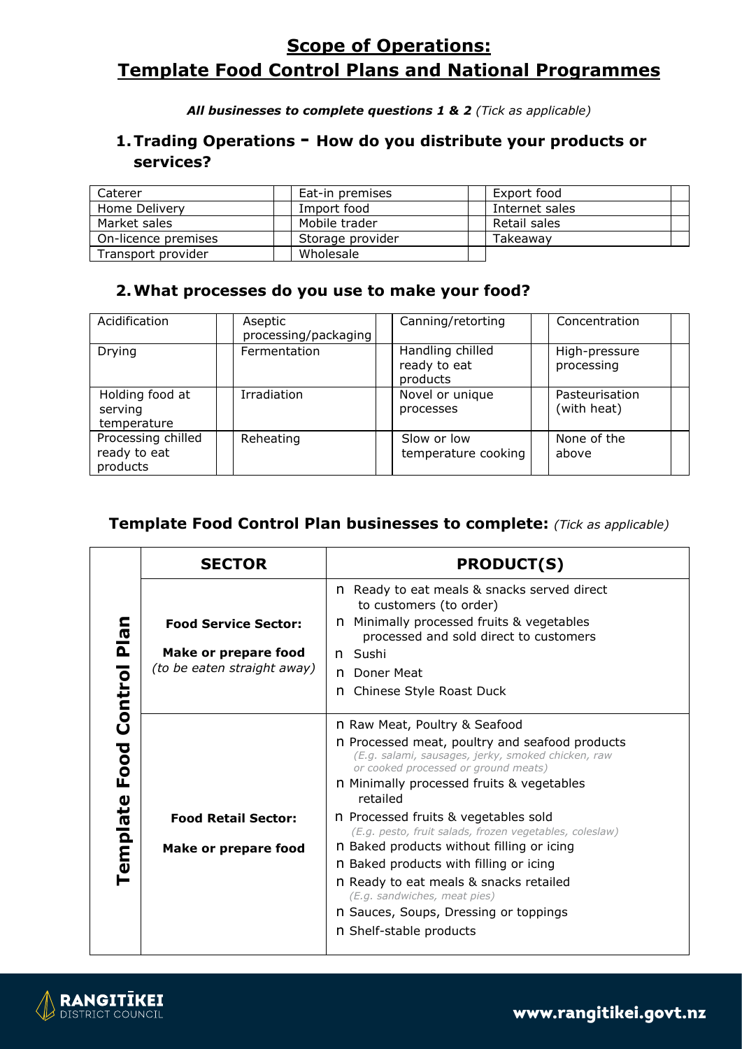# Scope of Operations: Template Food Control Plans and National Programmes

***All businesses to complete questions 1 & 2*** *(Tick as applicable)*

## 1. Trading Operations - How do you distribute your products or services?

| | | | | | |
|---|---|---|---|---|---|
| Caterer | | Eat-in premises | | Export food | |
| Home Delivery | | Import food | | Internet sales | |
| Market sales | | Mobile trader | | Retail sales | |
| On-licence premises | | Storage provider | | Takeaway | |
| Transport provider | | Wholesale | | | |

## 2. What processes do you use to make your food?

| | | | | | | | |
|---|---|---|---|---|---|---|---|
| Acidification | | Aseptic processing/packaging | | Canning/retorting | | Concentration | |
| Drying | | Fermentation | | Handling chilled ready to eat products | | High-pressure processing | |
| Holding food at serving temperature | | Irradiation | | Novel or unique processes | | Pasteurisation (with heat) | |
| Processing chilled ready to eat products | | Reheating | | Slow or low temperature cooking | | None of the above | |

## Template Food Control Plan businesses to complete: *(Tick as applicable)*

| | SECTOR | PRODUCT(S) |
|---|---|---|
| **Template Food Control Plan** | **Food Service Sector:** **Make or prepare food** *(to be eaten straight away)* | n Ready to eat meals & snacks served direct to customers (to order)<br>n Minimally processed fruits & vegetables processed and sold direct to customers<br>n Sushi<br>n Doner Meat<br>n Chinese Style Roast Duck |
| | **Food Retail Sector:** **Make or prepare food** | n Raw Meat, Poultry & Seafood<br>n Processed meat, poultry and seafood products *(E.g. salami, sausages, jerky, smoked chicken, raw or cooked processed or ground meats)*<br>n Minimally processed fruits & vegetables retailed<br>n Processed fruits & vegetables sold *(E.g. pesto, fruit salads, frozen vegetables, coleslaw)*<br>n Baked products without filling or icing<br>n Baked products with filling or icing<br>n Ready to eat meals & snacks retailed *(E.g. sandwiches, meat pies)*<br>n Sauces, Soups, Dressing or toppings<br>n Shelf-stable products |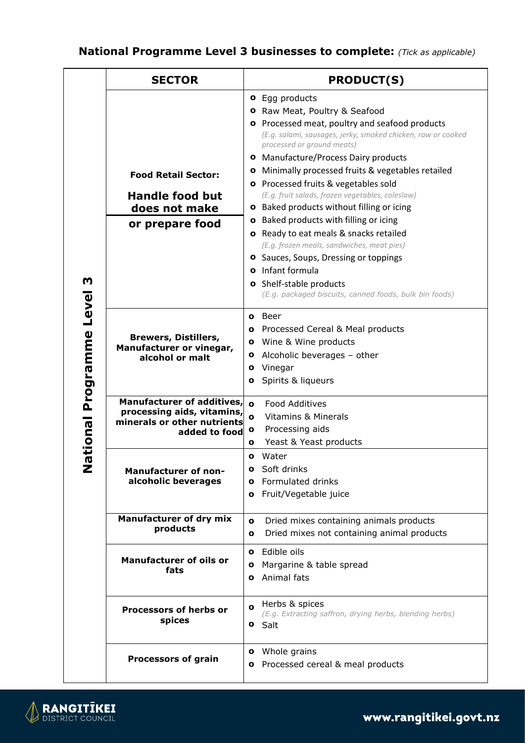## **National Programme Level 3 businesses to complete:** *(Tick as applicable)*

| | SECTOR | PRODUCT(S) |
|---|---|---|
| **National Programme Level 3** | **Food Retail Sector:** **Handle food but does not make or prepare food** | o Egg products<br>o Raw Meat, Poultry & Seafood<br>o Processed meat, poultry and seafood products *(E.g. salami, sausages, jerky, smoked chicken, raw or cooked processed or ground meats)*<br>o Manufacture/Process Dairy products<br>o Minimally processed fruits & vegetables retailed<br>o Processed fruits & vegetables sold *(E.g. fruit salads, frozen vegetables, coleslaw)*<br>o Baked products without filling or icing<br>o Baked products with filling or icing<br>o Ready to eat meals & snacks retailed *(E.g. frozen meals, sandwiches, meat pies)*<br>o Sauces, Soups, Dressing or toppings<br>o Infant formula<br>o Shelf-stable products *(E.g. packaged biscuits, canned foods, bulk bin foods)* |
| | **Brewers, Distillers, Manufacturer or vinegar, alcohol or malt** | o Beer<br>o Processed Cereal & Meal products<br>o Wine & Wine products<br>o Alcoholic beverages – other<br>o Vinegar<br>o Spirits & liqueurs |
| | **Manufacturer of additives, processing aids, vitamins, minerals or other nutrients added to food** | o Food Additives<br>o Vitamins & Minerals<br>o Processing aids<br>o Yeast & Yeast products |
| | **Manufacturer of non-alcoholic beverages** | o Water<br>o Soft drinks<br>o Formulated drinks<br>o Fruit/Vegetable juice |
| | **Manufacturer of dry mix products** | o Dried mixes containing animals products<br>o Dried mixes not containing animal products |
| | **Manufacturer of oils or fats** | o Edible oils<br>o Margarine & table spread<br>o Animal fats |
| | **Processors of herbs or spices** | o Herbs & spices *(E.g. Extracting saffron, drying herbs, blending herbs)*<br>o Salt |
| | **Processors of grain** | o Whole grains<br>o Processed cereal & meal products |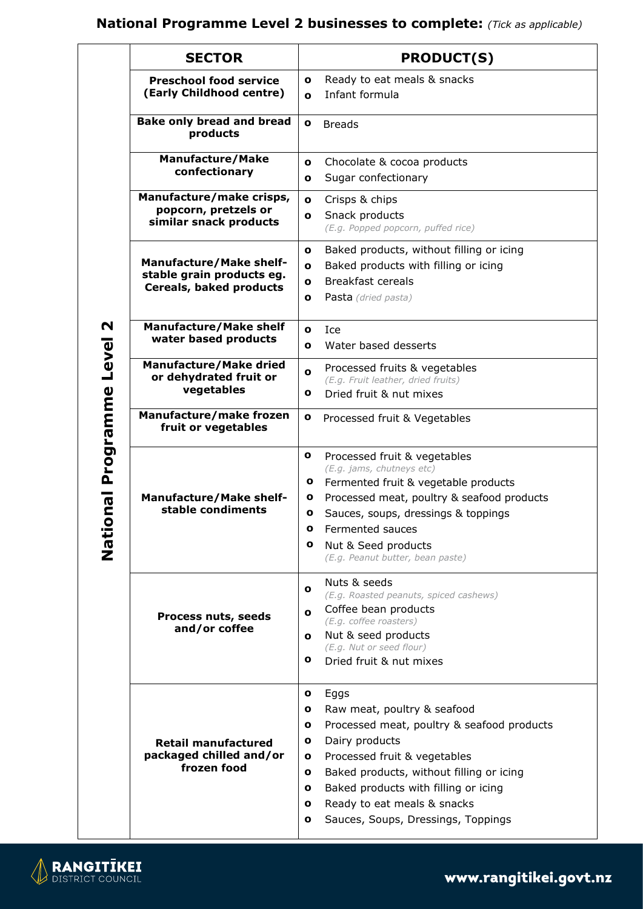## National Programme Level 2 businesses to complete: *(Tick as applicable)*

| | SECTOR | PRODUCT(S) |
|---|---|---|
| **National Programme Level 2** | **Preschool food service (Early Childhood centre)** | o Ready to eat meals & snacks<br>o Infant formula |
| | **Bake only bread and bread products** | o Breads |
| | **Manufacture/Make confectionary** | o Chocolate & cocoa products<br>o Sugar confectionary |
| | **Manufacture/make crisps, popcorn, pretzels or similar snack products** | o Crisps & chips<br>o Snack products *(E.g. Popped popcorn, puffed rice)* |
| | **Manufacture/Make shelf-stable grain products eg. Cereals, baked products** | o Baked products, without filling or icing<br>o Baked products with filling or icing<br>o Breakfast cereals<br>o Pasta *(dried pasta)* |
| | **Manufacture/Make shelf water based products** | o Ice<br>o Water based desserts |
| | **Manufacture/Make dried or dehydrated fruit or vegetables** | o Processed fruits & vegetables *(E.g. Fruit leather, dried fruits)*<br>o Dried fruit & nut mixes |
| | **Manufacture/make frozen fruit or vegetables** | o Processed fruit & Vegetables |
| | **Manufacture/Make shelf-stable condiments** | o Processed fruit & vegetables *(E.g. jams, chutneys etc)*<br>o Fermented fruit & vegetable products<br>o Processed meat, poultry & seafood products<br>o Sauces, soups, dressings & toppings<br>o Fermented sauces<br>o Nut & Seed products *(E.g. Peanut butter, bean paste)* |
| | **Process nuts, seeds and/or coffee** | o Nuts & seeds *(E.g. Roasted peanuts, spiced cashews)*<br>o Coffee bean products *(E.g. coffee roasters)*<br>o Nut & seed products *(E.g. Nut or seed flour)*<br>o Dried fruit & nut mixes |
| | **Retail manufactured packaged chilled and/or frozen food** | o Eggs<br>o Raw meat, poultry & seafood<br>o Processed meat, poultry & seafood products<br>o Dairy products<br>o Processed fruit & vegetables<br>o Baked products, without filling or icing<br>o Baked products with filling or icing<br>o Ready to eat meals & snacks<br>o Sauces, Soups, Dressings, Toppings |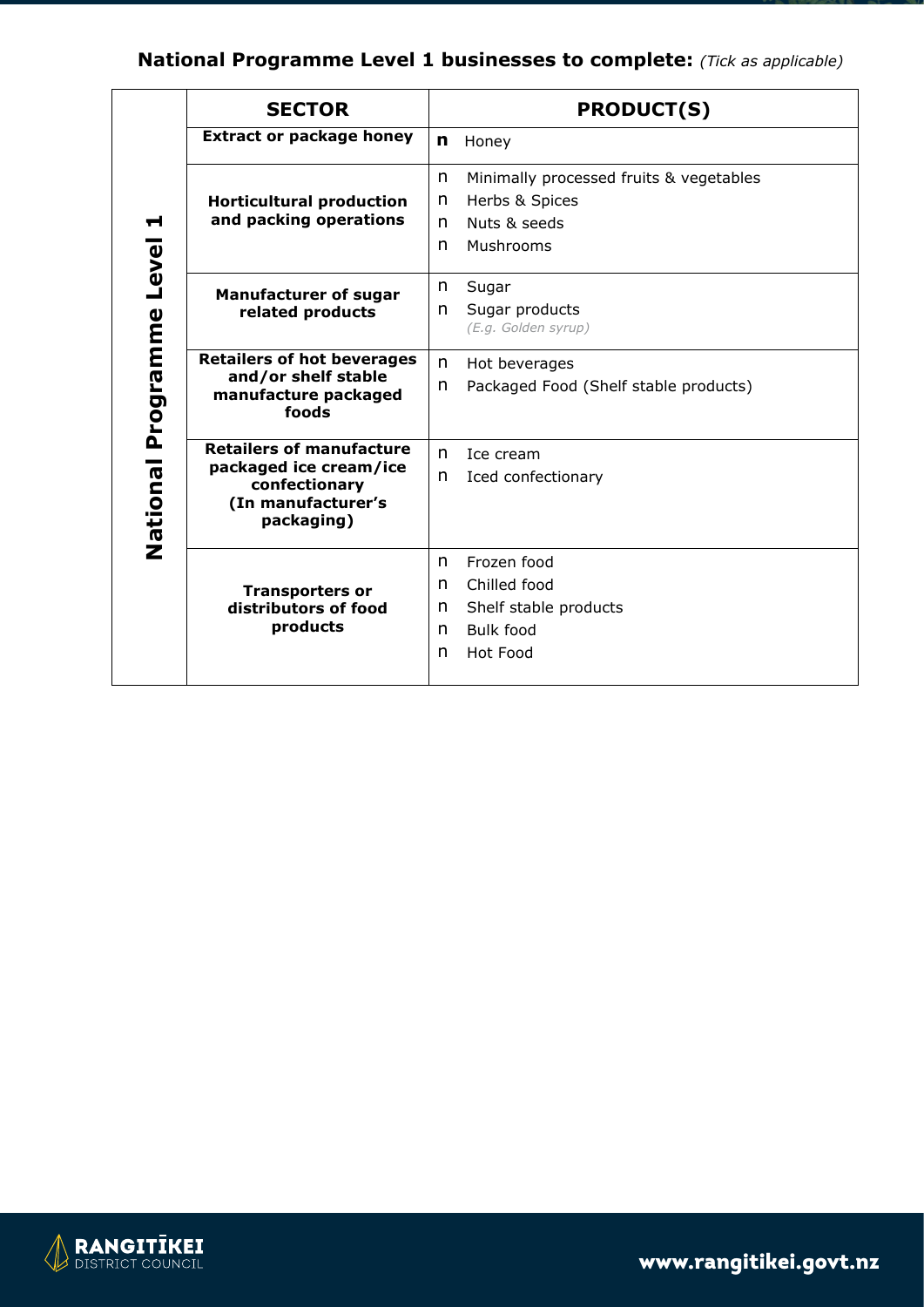**National Programme Level 1 businesses to complete:** *(Tick as applicable)*

| | SECTOR | PRODUCT(S) |
|---|---|---|
| **National Programme Level 1** | **Extract or package honey** | ☐ Honey |
| | **Horticultural production and packing operations** | ☐ Minimally processed fruits & vegetables<br>☐ Herbs & Spices<br>☐ Nuts & seeds<br>☐ Mushrooms |
| | **Manufacturer of sugar related products** | ☐ Sugar<br>☐ Sugar products<br>*(E.g. Golden syrup)* |
| | **Retailers of hot beverages and/or shelf stable manufacture packaged foods** | ☐ Hot beverages<br>☐ Packaged Food (Shelf stable products) |
| | **Retailers of manufacture packaged ice cream/ice confectionary (In manufacturer's packaging)** | ☐ Ice cream<br>☐ Iced confectionary |
| | **Transporters or distributors of food products** | ☐ Frozen food<br>☐ Chilled food<br>☐ Shelf stable products<br>☐ Bulk food<br>☐ Hot Food |